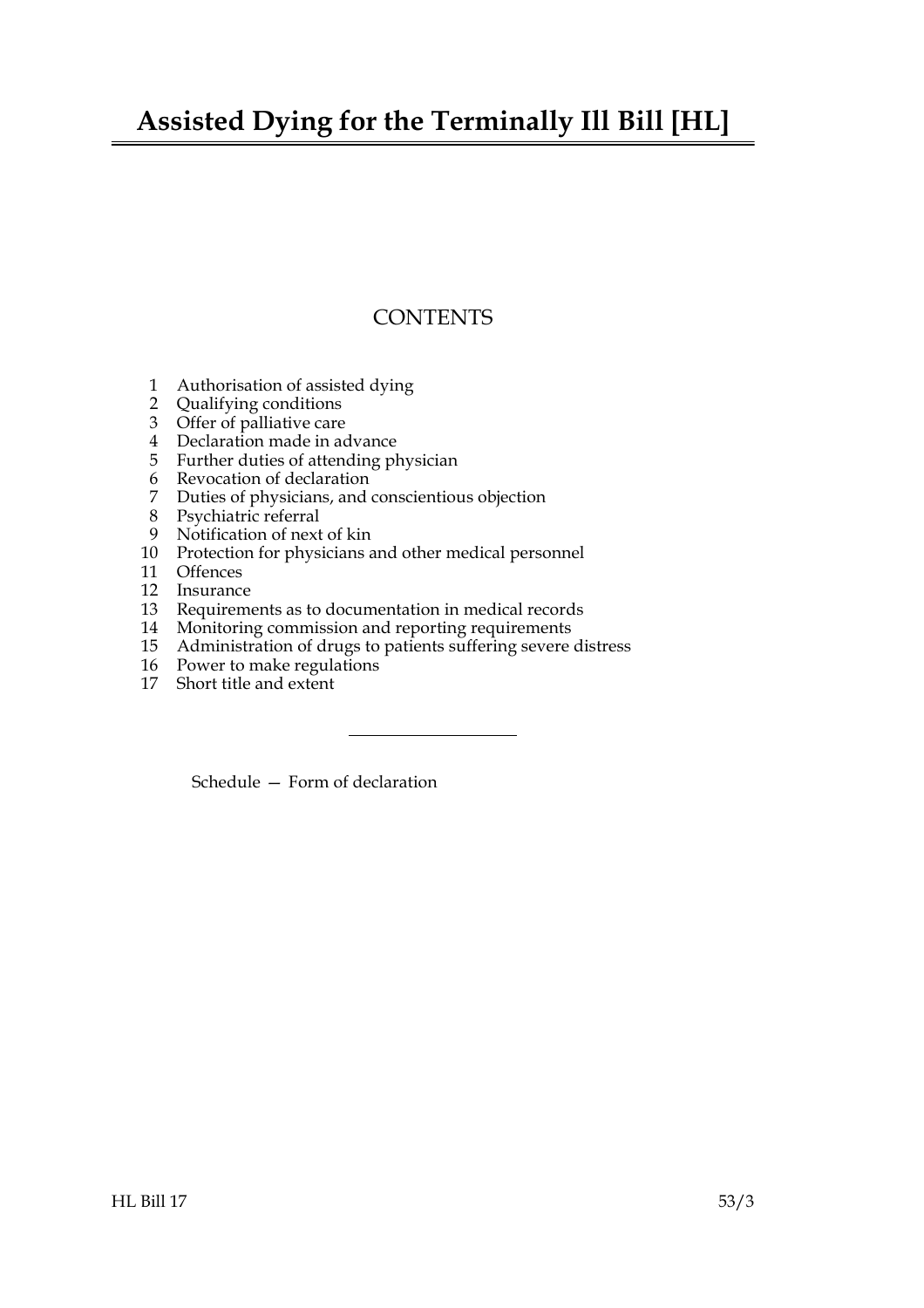# Assisted Dying for the Terminally Ill Bill [HL]

## CONTENTS

1 Authorisation of assisted dying
2 Qualifying conditions
3 Offer of palliative care
4 Declaration made in advance
5 Further duties of attending physician
6 Revocation of declaration
7 Duties of physicians, and conscientious objection
8 Psychiatric referral
9 Notification of next of kin
10 Protection for physicians and other medical personnel
11 Offences
12 Insurance
13 Requirements as to documentation in medical records
14 Monitoring commission and reporting requirements
15 Administration of drugs to patients suffering severe distress
16 Power to make regulations
17 Short title and extent

---

Schedule — Form of declaration

HL Bill 17 53/3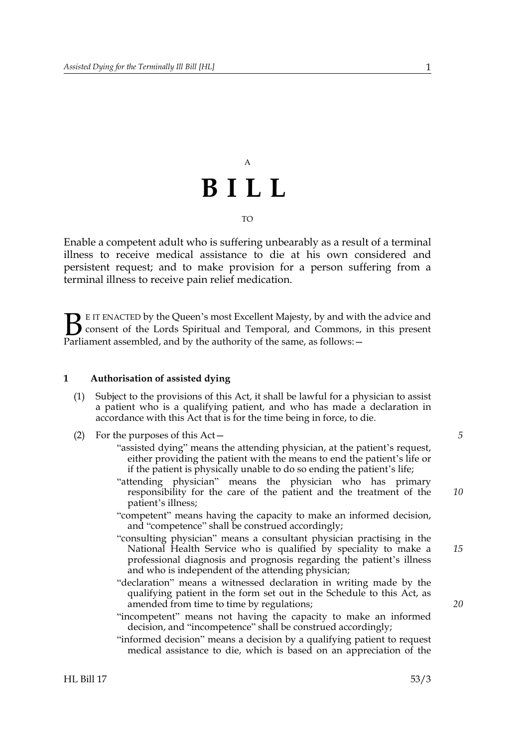A

# B I L L

TO

Enable a competent adult who is suffering unbearably as a result of a terminal illness to receive medical assistance to die at his own considered and persistent request; and to make provision for a person suffering from a terminal illness to receive pain relief medication.

BE IT ENACTED by the Queen's most Excellent Majesty, by and with the advice and consent of the Lords Spiritual and Temporal, and Commons, in this present Parliament assembled, and by the authority of the same, as follows:—

## 1 Authorisation of assisted dying

(1) Subject to the provisions of this Act, it shall be lawful for a physician to assist a patient who is a qualifying patient, and who has made a declaration in accordance with this Act that is for the time being in force, to die.

(2) For the purposes of this Act—

"assisted dying" means the attending physician, at the patient's request, either providing the patient with the means to end the patient's life or if the patient is physically unable to do so ending the patient's life;

"attending physician" means the physician who has primary responsibility for the care of the patient and the treatment of the patient's illness;

"competent" means having the capacity to make an informed decision, and "competence" shall be construed accordingly;

"consulting physician" means a consultant physician practising in the National Health Service who is qualified by speciality to make a professional diagnosis and prognosis regarding the patient's illness and who is independent of the attending physician;

"declaration" means a witnessed declaration in writing made by the qualifying patient in the form set out in the Schedule to this Act, as amended from time to time by regulations;

"incompetent" means not having the capacity to make an informed decision, and "incompetence" shall be construed accordingly;

"informed decision" means a decision by a qualifying patient to request medical assistance to die, which is based on an appreciation of the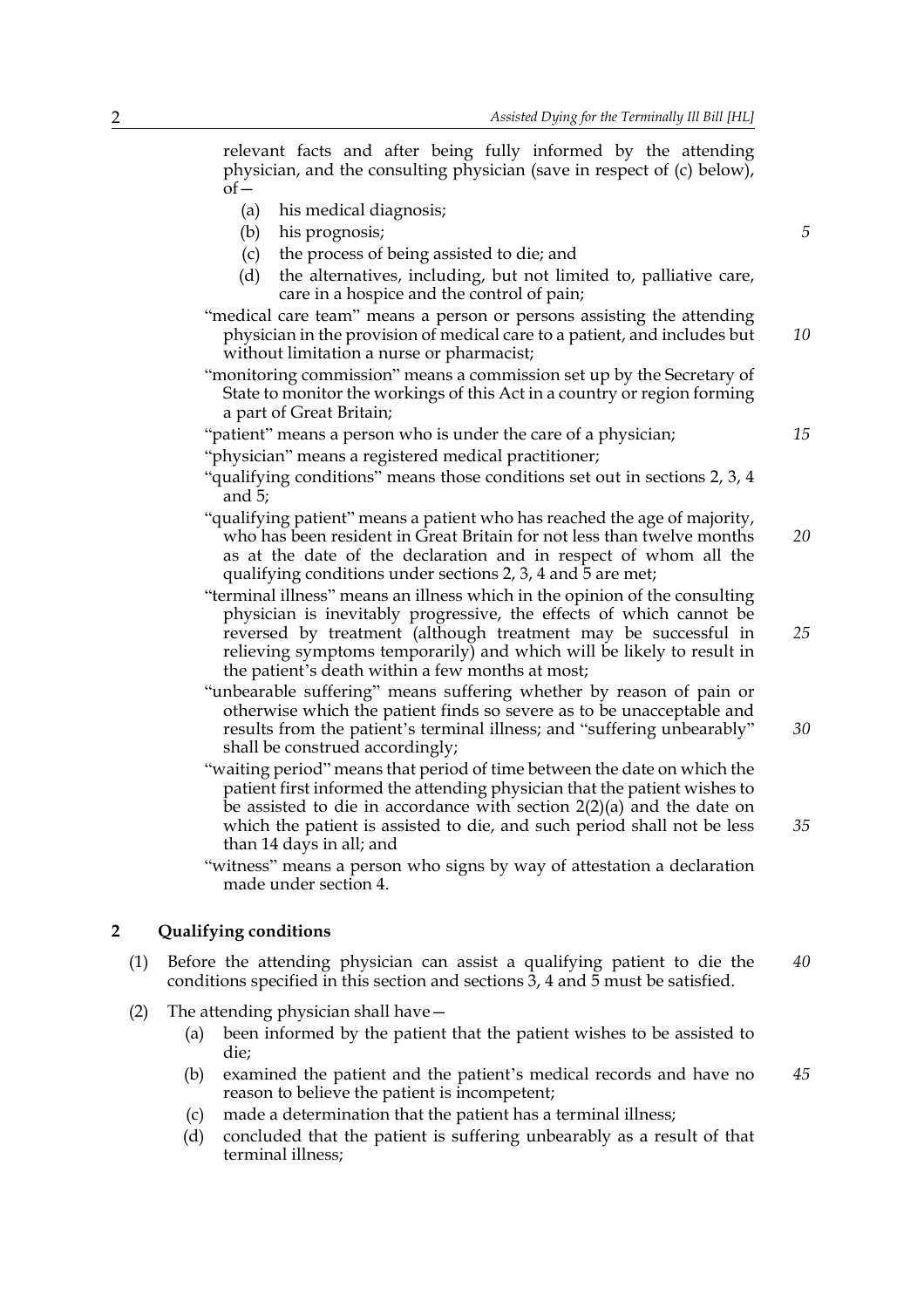relevant facts and after being fully informed by the attending physician, and the consulting physician (save in respect of (c) below), of—

(a) his medical diagnosis;
(b) his prognosis;
(c) the process of being assisted to die; and
(d) the alternatives, including, but not limited to, palliative care, care in a hospice and the control of pain;

"medical care team" means a person or persons assisting the attending physician in the provision of medical care to a patient, and includes but without limitation a nurse or pharmacist;

"monitoring commission" means a commission set up by the Secretary of State to monitor the workings of this Act in a country or region forming a part of Great Britain;

"patient" means a person who is under the care of a physician;

"physician" means a registered medical practitioner;

"qualifying conditions" means those conditions set out in sections 2, 3, 4 and 5;

"qualifying patient" means a patient who has reached the age of majority, who has been resident in Great Britain for not less than twelve months as at the date of the declaration and in respect of whom all the qualifying conditions under sections 2, 3, 4 and 5 are met;

"terminal illness" means an illness which in the opinion of the consulting physician is inevitably progressive, the effects of which cannot be reversed by treatment (although treatment may be successful in relieving symptoms temporarily) and which will be likely to result in the patient's death within a few months at most;

"unbearable suffering" means suffering whether by reason of pain or otherwise which the patient finds so severe as to be unacceptable and results from the patient's terminal illness; and "suffering unbearably" shall be construed accordingly;

"waiting period" means that period of time between the date on which the patient first informed the attending physician that the patient wishes to be assisted to die in accordance with section 2(2)(a) and the date on which the patient is assisted to die, and such period shall not be less than 14 days in all; and

"witness" means a person who signs by way of attestation a declaration made under section 4.

## 2 Qualifying conditions

(1) Before the attending physician can assist a qualifying patient to die the conditions specified in this section and sections 3, 4 and 5 must be satisfied.

(2) The attending physician shall have—

(a) been informed by the patient that the patient wishes to be assisted to die;
(b) examined the patient and the patient's medical records and have no reason to believe the patient is incompetent;
(c) made a determination that the patient has a terminal illness;
(d) concluded that the patient is suffering unbearably as a result of that terminal illness;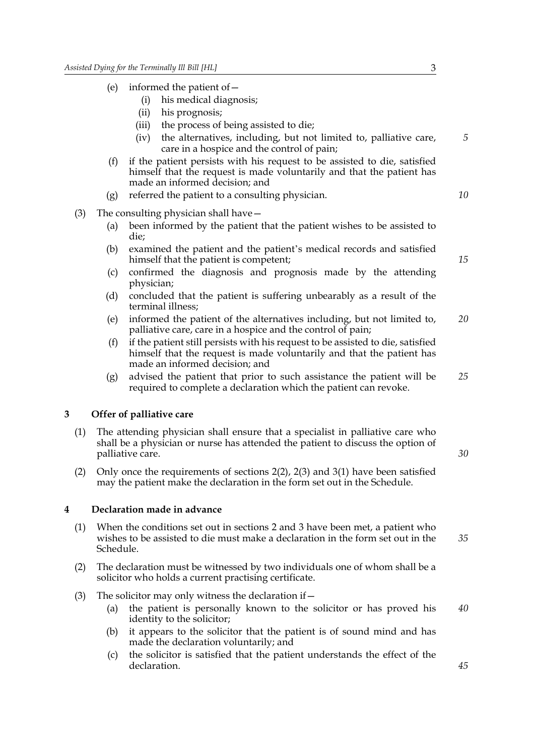(e) informed the patient of—

  (i) his medical diagnosis;

  (ii) his prognosis;

  (iii) the process of being assisted to die;

  (iv) the alternatives, including, but not limited to, palliative care, care in a hospice and the control of pain;

(f) if the patient persists with his request to be assisted to die, satisfied himself that the request is made voluntarily and that the patient has made an informed decision; and

(g) referred the patient to a consulting physician.

(3) The consulting physician shall have—

  (a) been informed by the patient that the patient wishes to be assisted to die;

  (b) examined the patient and the patient's medical records and satisfied himself that the patient is competent;

  (c) confirmed the diagnosis and prognosis made by the attending physician;

  (d) concluded that the patient is suffering unbearably as a result of the terminal illness;

  (e) informed the patient of the alternatives including, but not limited to, palliative care, care in a hospice and the control of pain;

  (f) if the patient still persists with his request to be assisted to die, satisfied himself that the request is made voluntarily and that the patient has made an informed decision; and

  (g) advised the patient that prior to such assistance the patient will be required to complete a declaration which the patient can revoke.

## 3 Offer of palliative care

(1) The attending physician shall ensure that a specialist in palliative care who shall be a physician or nurse has attended the patient to discuss the option of palliative care.

(2) Only once the requirements of sections 2(2), 2(3) and 3(1) have been satisfied may the patient make the declaration in the form set out in the Schedule.

## 4 Declaration made in advance

(1) When the conditions set out in sections 2 and 3 have been met, a patient who wishes to be assisted to die must make a declaration in the form set out in the Schedule.

(2) The declaration must be witnessed by two individuals one of whom shall be a solicitor who holds a current practising certificate.

(3) The solicitor may only witness the declaration if—

  (a) the patient is personally known to the solicitor or has proved his identity to the solicitor;

  (b) it appears to the solicitor that the patient is of sound mind and has made the declaration voluntarily; and

  (c) the solicitor is satisfied that the patient understands the effect of the declaration.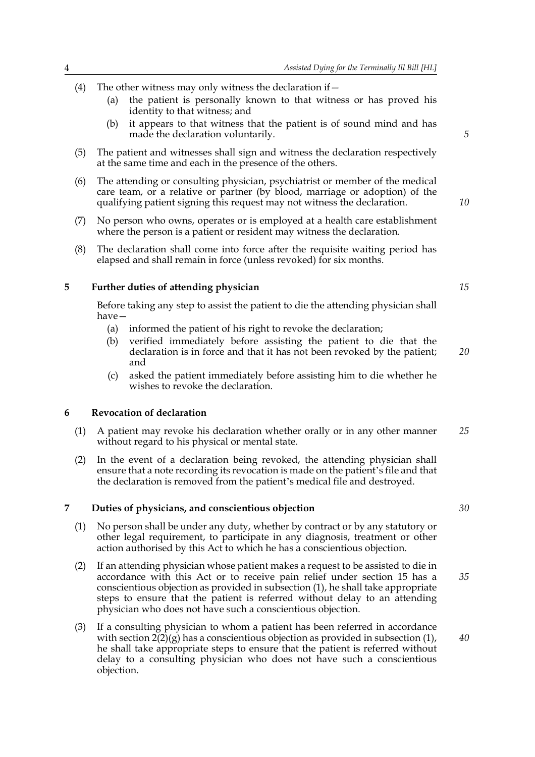(4) The other witness may only witness the declaration if—

   (a) the patient is personally known to that witness or has proved his identity to that witness; and

   (b) it appears to that witness that the patient is of sound mind and has made the declaration voluntarily.

(5) The patient and witnesses shall sign and witness the declaration respectively at the same time and each in the presence of the others.

(6) The attending or consulting physician, psychiatrist or member of the medical care team, or a relative or partner (by blood, marriage or adoption) of the qualifying patient signing this request may not witness the declaration.

(7) No person who owns, operates or is employed at a health care establishment where the person is a patient or resident may witness the declaration.

(8) The declaration shall come into force after the requisite waiting period has elapsed and shall remain in force (unless revoked) for six months.

## 5 Further duties of attending physician

Before taking any step to assist the patient to die the attending physician shall have—

   (a) informed the patient of his right to revoke the declaration;

   (b) verified immediately before assisting the patient to die that the declaration is in force and that it has not been revoked by the patient; and

   (c) asked the patient immediately before assisting him to die whether he wishes to revoke the declaration.

## 6 Revocation of declaration

(1) A patient may revoke his declaration whether orally or in any other manner without regard to his physical or mental state.

(2) In the event of a declaration being revoked, the attending physician shall ensure that a note recording its revocation is made on the patient's file and that the declaration is removed from the patient's medical file and destroyed.

## 7 Duties of physicians, and conscientious objection

(1) No person shall be under any duty, whether by contract or by any statutory or other legal requirement, to participate in any diagnosis, treatment or other action authorised by this Act to which he has a conscientious objection.

(2) If an attending physician whose patient makes a request to be assisted to die in accordance with this Act or to receive pain relief under section 15 has a conscientious objection as provided in subsection (1), he shall take appropriate steps to ensure that the patient is referred without delay to an attending physician who does not have such a conscientious objection.

(3) If a consulting physician to whom a patient has been referred in accordance with section 2(2)(g) has a conscientious objection as provided in subsection (1), he shall take appropriate steps to ensure that the patient is referred without delay to a consulting physician who does not have such a conscientious objection.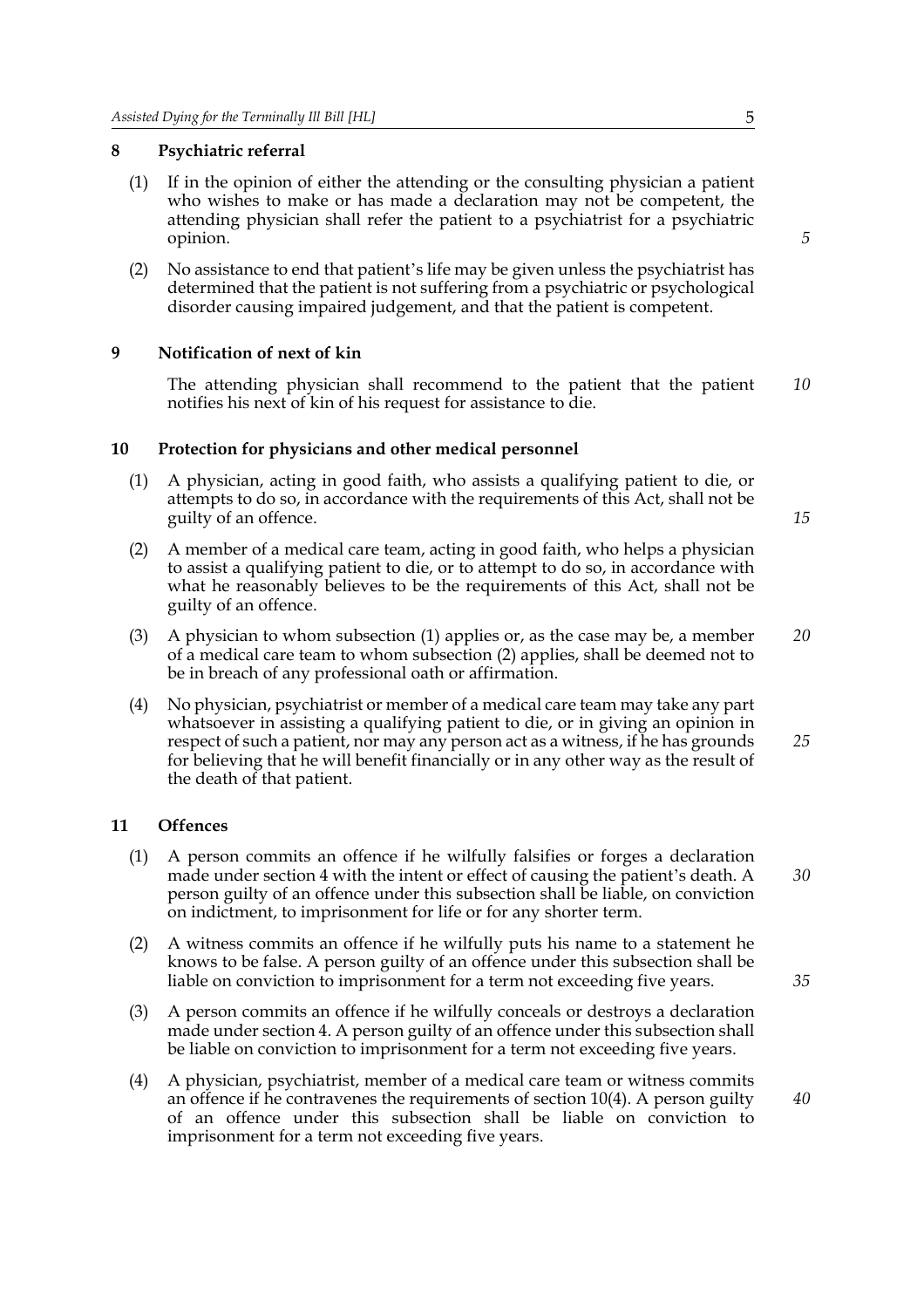### 8 Psychiatric referral

(1) If in the opinion of either the attending or the consulting physician a patient who wishes to make or has made a declaration may not be competent, the attending physician shall refer the patient to a psychiatrist for a psychiatric opinion.

(2) No assistance to end that patient's life may be given unless the psychiatrist has determined that the patient is not suffering from a psychiatric or psychological disorder causing impaired judgement, and that the patient is competent.

### 9 Notification of next of kin

The attending physician shall recommend to the patient that the patient notifies his next of kin of his request for assistance to die.

### 10 Protection for physicians and other medical personnel

(1) A physician, acting in good faith, who assists a qualifying patient to die, or attempts to do so, in accordance with the requirements of this Act, shall not be guilty of an offence.

(2) A member of a medical care team, acting in good faith, who helps a physician to assist a qualifying patient to die, or to attempt to do so, in accordance with what he reasonably believes to be the requirements of this Act, shall not be guilty of an offence.

(3) A physician to whom subsection (1) applies or, as the case may be, a member of a medical care team to whom subsection (2) applies, shall be deemed not to be in breach of any professional oath or affirmation.

(4) No physician, psychiatrist or member of a medical care team may take any part whatsoever in assisting a qualifying patient to die, or in giving an opinion in respect of such a patient, nor may any person act as a witness, if he has grounds for believing that he will benefit financially or in any other way as the result of the death of that patient.

### 11 Offences

(1) A person commits an offence if he wilfully falsifies or forges a declaration made under section 4 with the intent or effect of causing the patient's death. A person guilty of an offence under this subsection shall be liable, on conviction on indictment, to imprisonment for life or for any shorter term.

(2) A witness commits an offence if he wilfully puts his name to a statement he knows to be false. A person guilty of an offence under this subsection shall be liable on conviction to imprisonment for a term not exceeding five years.

(3) A person commits an offence if he wilfully conceals or destroys a declaration made under section 4. A person guilty of an offence under this subsection shall be liable on conviction to imprisonment for a term not exceeding five years.

(4) A physician, psychiatrist, member of a medical care team or witness commits an offence if he contravenes the requirements of section 10(4). A person guilty of an offence under this subsection shall be liable on conviction to imprisonment for a term not exceeding five years.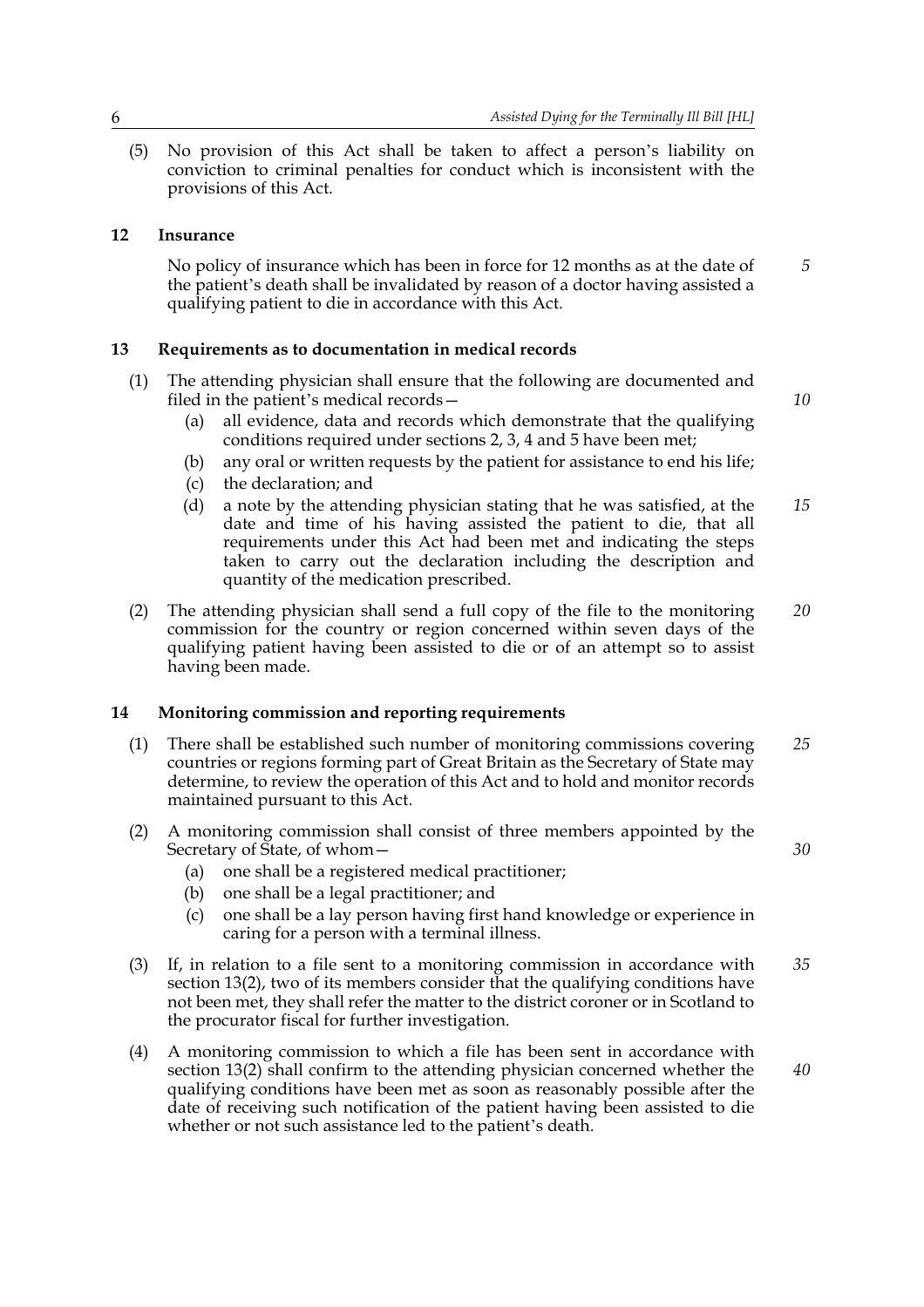(5) No provision of this Act shall be taken to affect a person's liability on conviction to criminal penalties for conduct which is inconsistent with the provisions of this Act.

### 12 Insurance

No policy of insurance which has been in force for 12 months as at the date of the patient's death shall be invalidated by reason of a doctor having assisted a qualifying patient to die in accordance with this Act.

### 13 Requirements as to documentation in medical records

(1) The attending physician shall ensure that the following are documented and filed in the patient's medical records—

- (a) all evidence, data and records which demonstrate that the qualifying conditions required under sections 2, 3, 4 and 5 have been met;
- (b) any oral or written requests by the patient for assistance to end his life;
- (c) the declaration; and
- (d) a note by the attending physician stating that he was satisfied, at the date and time of his having assisted the patient to die, that all requirements under this Act had been met and indicating the steps taken to carry out the declaration including the description and quantity of the medication prescribed.

(2) The attending physician shall send a full copy of the file to the monitoring commission for the country or region concerned within seven days of the qualifying patient having been assisted to die or of an attempt so to assist having been made.

### 14 Monitoring commission and reporting requirements

(1) There shall be established such number of monitoring commissions covering countries or regions forming part of Great Britain as the Secretary of State may determine, to review the operation of this Act and to hold and monitor records maintained pursuant to this Act.

(2) A monitoring commission shall consist of three members appointed by the Secretary of State, of whom—

- (a) one shall be a registered medical practitioner;
- (b) one shall be a legal practitioner; and
- (c) one shall be a lay person having first hand knowledge or experience in caring for a person with a terminal illness.

(3) If, in relation to a file sent to a monitoring commission in accordance with section 13(2), two of its members consider that the qualifying conditions have not been met, they shall refer the matter to the district coroner or in Scotland to the procurator fiscal for further investigation.

(4) A monitoring commission to which a file has been sent in accordance with section 13(2) shall confirm to the attending physician concerned whether the qualifying conditions have been met as soon as reasonably possible after the date of receiving such notification of the patient having been assisted to die whether or not such assistance led to the patient's death.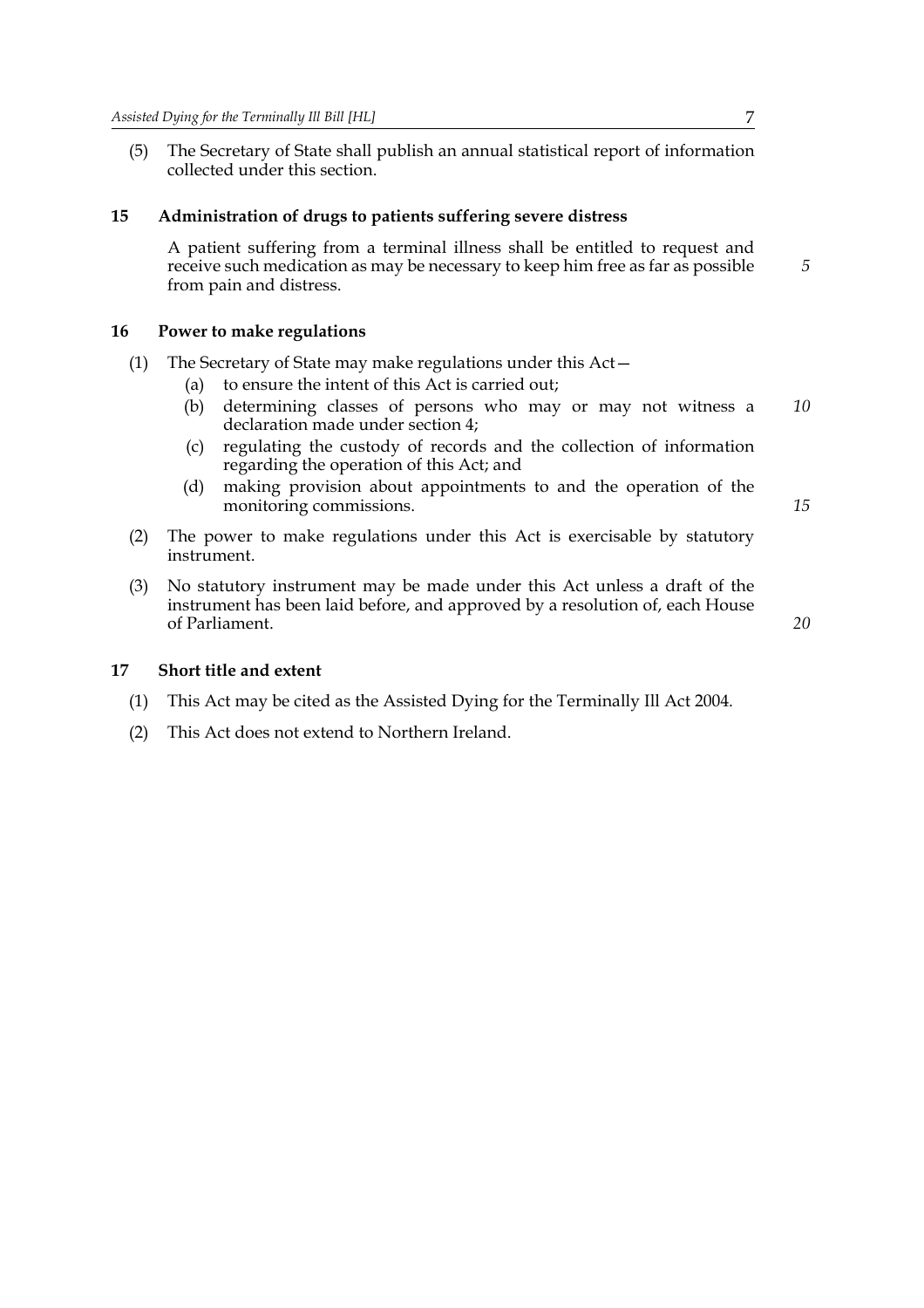(5) The Secretary of State shall publish an annual statistical report of information collected under this section.

### 15 Administration of drugs to patients suffering severe distress

A patient suffering from a terminal illness shall be entitled to request and receive such medication as may be necessary to keep him free as far as possible from pain and distress.

### 16 Power to make regulations

(1) The Secretary of State may make regulations under this Act—

  (a) to ensure the intent of this Act is carried out;

  (b) determining classes of persons who may or may not witness a declaration made under section 4;

  (c) regulating the custody of records and the collection of information regarding the operation of this Act; and

  (d) making provision about appointments to and the operation of the monitoring commissions.

(2) The power to make regulations under this Act is exercisable by statutory instrument.

(3) No statutory instrument may be made under this Act unless a draft of the instrument has been laid before, and approved by a resolution of, each House of Parliament.

### 17 Short title and extent

(1) This Act may be cited as the Assisted Dying for the Terminally Ill Act 2004.

(2) This Act does not extend to Northern Ireland.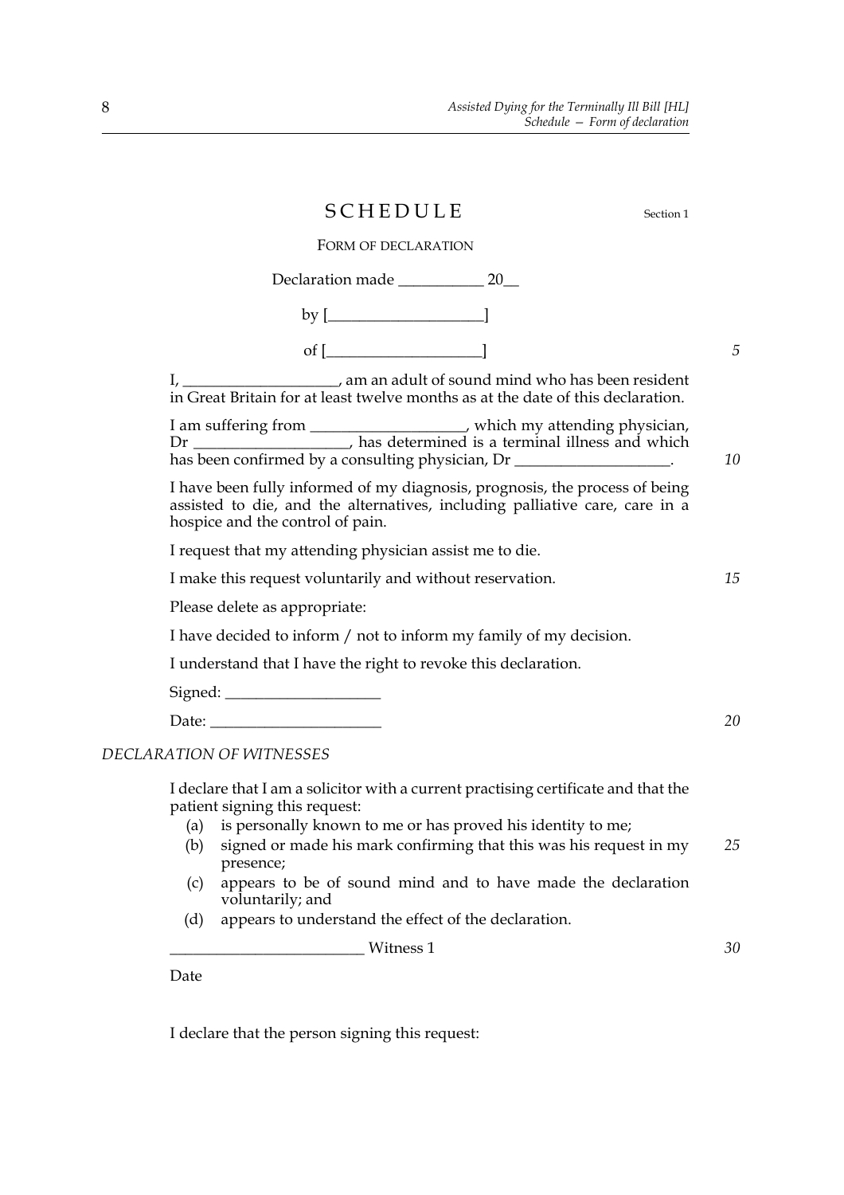# SCHEDULE

Section 1

## FORM OF DECLARATION

Declaration made ___________ 20__

by [____________________]

of [____________________]

I, ____________________, am an adult of sound mind who has been resident in Great Britain for at least twelve months as at the date of this declaration.

I am suffering from ____________________, which my attending physician, Dr ____________________, has determined is a terminal illness and which has been confirmed by a consulting physician, Dr ____________________.

I have been fully informed of my diagnosis, prognosis, the process of being assisted to die, and the alternatives, including palliative care, care in a hospice and the control of pain.

I request that my attending physician assist me to die.

I make this request voluntarily and without reservation.

Please delete as appropriate:

I have decided to inform / not to inform my family of my decision.

I understand that I have the right to revoke this declaration.

Signed: ____________________

Date: ______________________

*DECLARATION OF WITNESSES*

I declare that I am a solicitor with a current practising certificate and that the patient signing this request:

(a) is personally known to me or has proved his identity to me;

(b) signed or made his mark confirming that this was his request in my presence;

(c) appears to be of sound mind and to have made the declaration voluntarily; and

(d) appears to understand the effect of the declaration.

_________________________ Witness 1

Date

I declare that the person signing this request: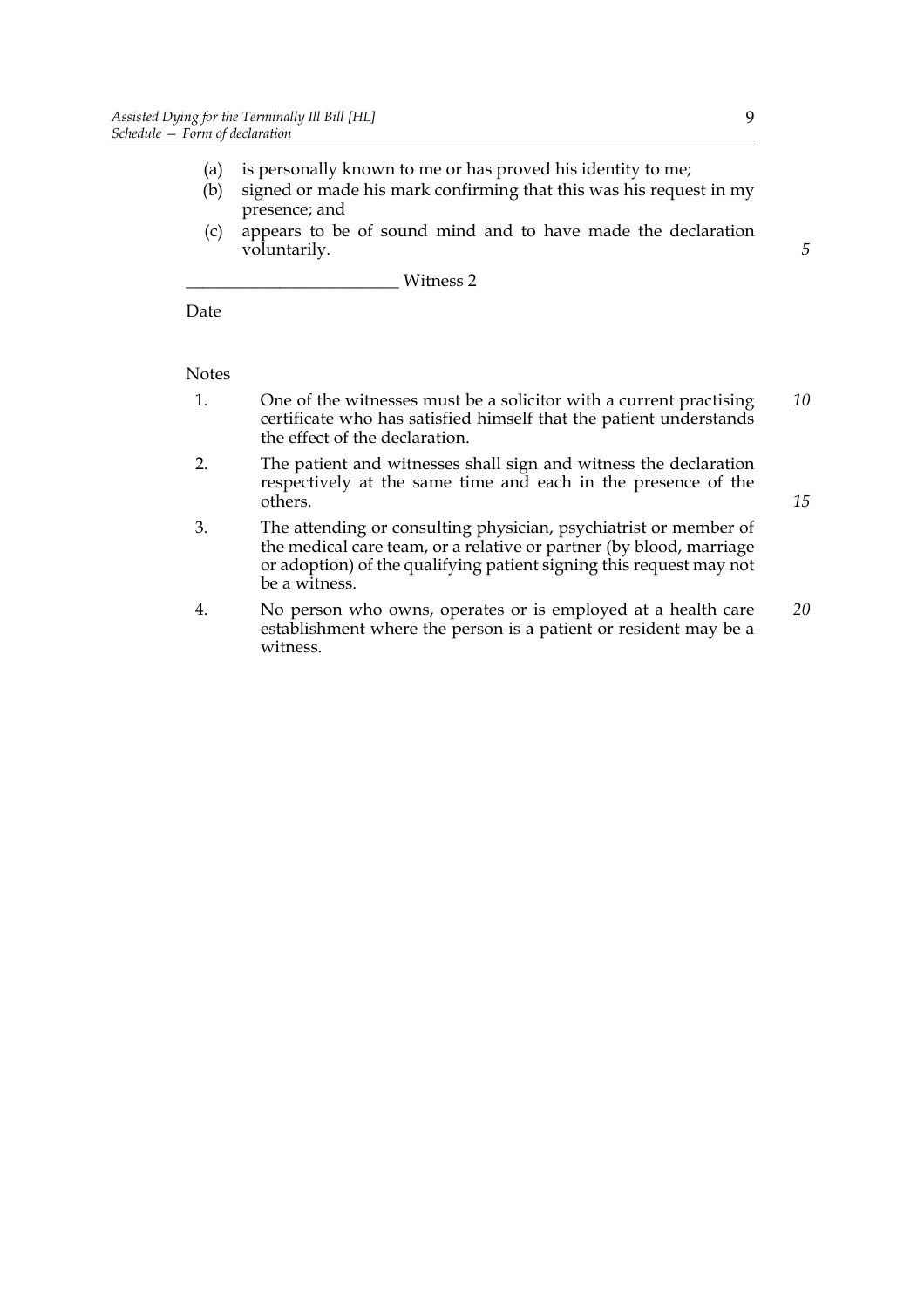(a) is personally known to me or has proved his identity to me;

(b) signed or made his mark confirming that this was his request in my presence; and

(c) appears to be of sound mind and to have made the declaration voluntarily.

________________________ Witness 2

Date

Notes

1. One of the witnesses must be a solicitor with a current practising certificate who has satisfied himself that the patient understands the effect of the declaration.

2. The patient and witnesses shall sign and witness the declaration respectively at the same time and each in the presence of the others.

3. The attending or consulting physician, psychiatrist or member of the medical care team, or a relative or partner (by blood, marriage or adoption) of the qualifying patient signing this request may not be a witness.

4. No person who owns, operates or is employed at a health care establishment where the person is a patient or resident may be a witness.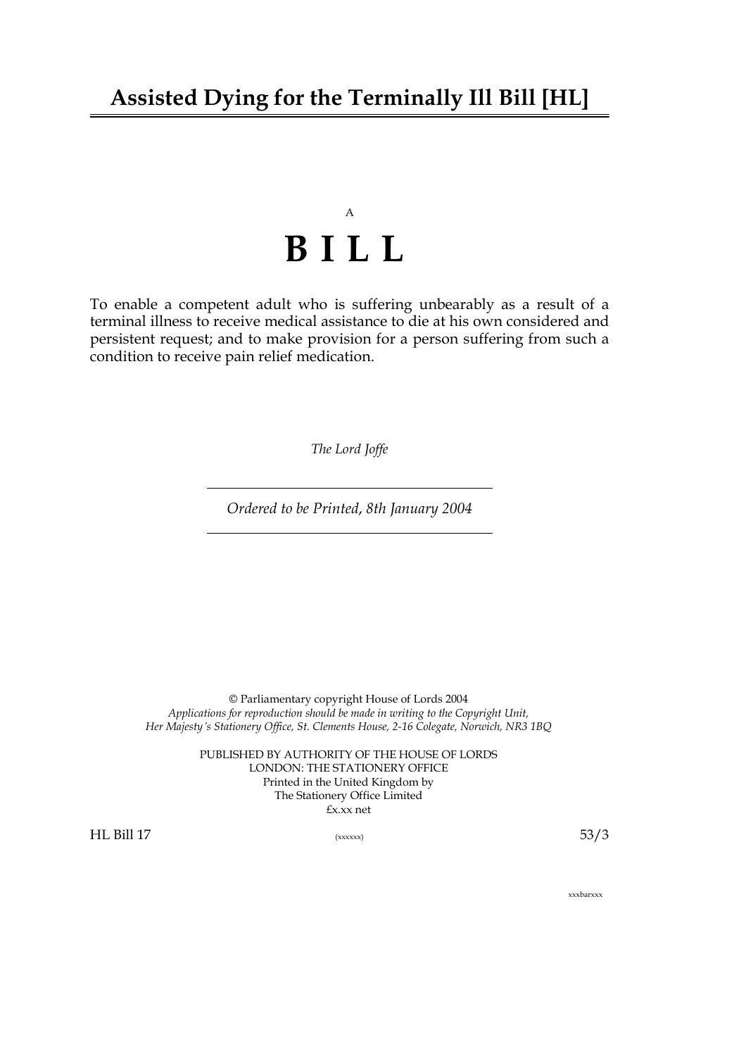# Assisted Dying for the Terminally Ill Bill [HL]

A

# B I L L

To enable a competent adult who is suffering unbearably as a result of a terminal illness to receive medical assistance to die at his own considered and persistent request; and to make provision for a person suffering from such a condition to receive pain relief medication.

*The Lord Joffe*

*Ordered to be Printed, 8th January 2004*

© Parliamentary copyright House of Lords 2004
*Applications for reproduction should be made in writing to the Copyright Unit, Her Majesty's Stationery Office, St. Clements House, 2-16 Colegate, Norwich, NR3 1BQ*

PUBLISHED BY AUTHORITY OF THE HOUSE OF LORDS
LONDON: THE STATIONERY OFFICE
Printed in the United Kingdom by
The Stationery Office Limited
£x.xx net

HL Bill 17 (xxxxxx) 53/3

xxxbarxxx